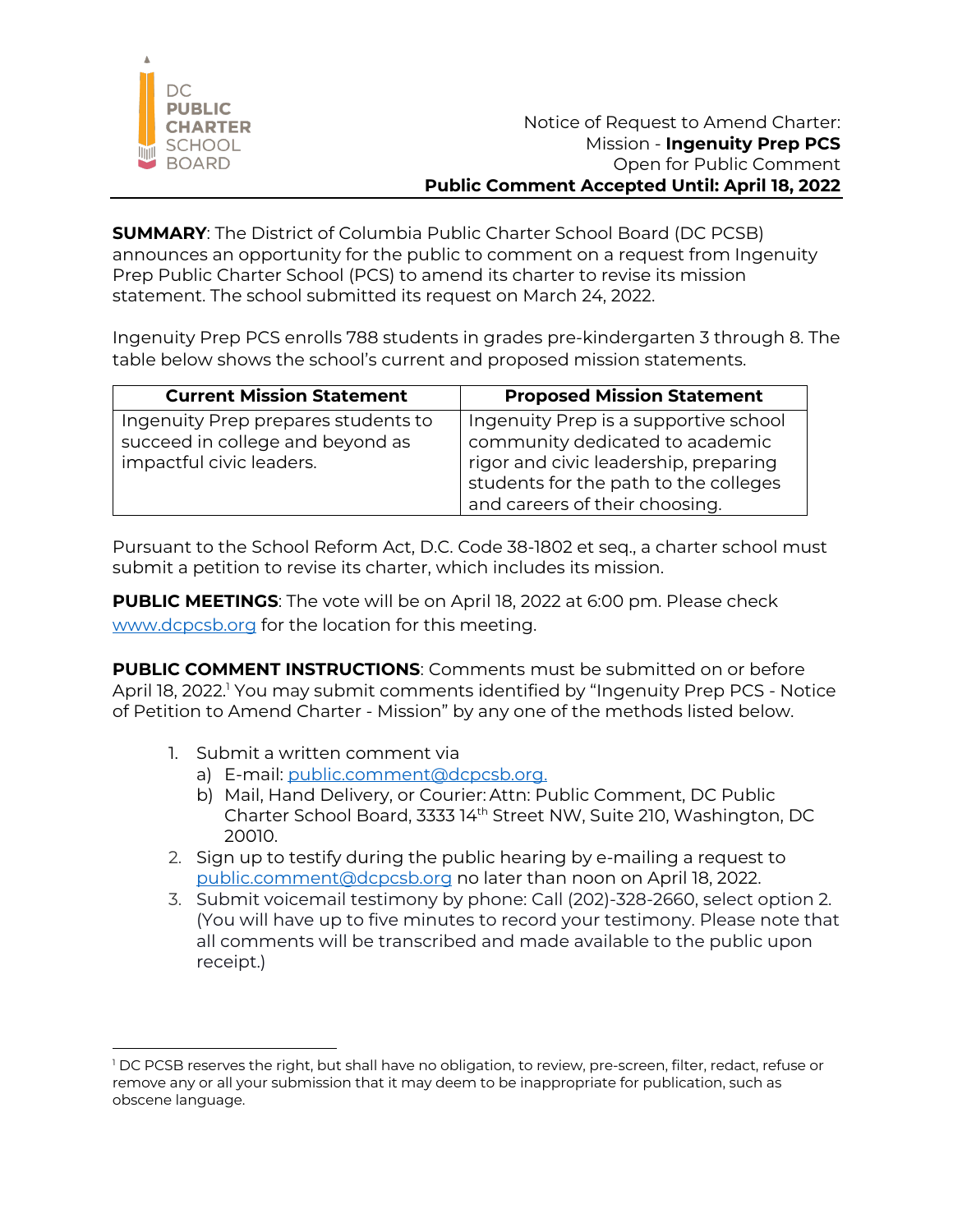DC PUBLIC CHARTER SCHOOL BOARD

Notice of Request to Amend Charter:
Mission - **Ingenuity Prep PCS**
Open for Public Comment
**Public Comment Accepted Until: April 18, 2022**

**SUMMARY**: The District of Columbia Public Charter School Board (DC PCSB) announces an opportunity for the public to comment on a request from Ingenuity Prep Public Charter School (PCS) to amend its charter to revise its mission statement. The school submitted its request on March 24, 2022.

Ingenuity Prep PCS enrolls 788 students in grades pre-kindergarten 3 through 8. The table below shows the school's current and proposed mission statements.

| Current Mission Statement | Proposed Mission Statement |
| --- | --- |
| Ingenuity Prep prepares students to succeed in college and beyond as impactful civic leaders. | Ingenuity Prep is a supportive school community dedicated to academic rigor and civic leadership, preparing students for the path to the colleges and careers of their choosing. |

Pursuant to the School Reform Act, D.C. Code 38-1802 et seq., a charter school must submit a petition to revise its charter, which includes its mission.

**PUBLIC MEETINGS**: The vote will be on April 18, 2022 at 6:00 pm. Please check www.dcpcsb.org for the location for this meeting.

**PUBLIC COMMENT INSTRUCTIONS**: Comments must be submitted on or before April 18, 2022.[1] You may submit comments identified by "Ingenuity Prep PCS - Notice of Petition to Amend Charter - Mission" by any one of the methods listed below.

1. Submit a written comment via
   a) E-mail: public.comment@dcpcsb.org.
   b) Mail, Hand Delivery, or Courier: Attn: Public Comment, DC Public Charter School Board, 3333 14th Street NW, Suite 210, Washington, DC 20010.
2. Sign up to testify during the public hearing by e-mailing a request to public.comment@dcpcsb.org no later than noon on April 18, 2022.
3. Submit voicemail testimony by phone: Call (202)-328-2660, select option 2. (You will have up to five minutes to record your testimony. Please note that all comments will be transcribed and made available to the public upon receipt.)

[1] DC PCSB reserves the right, but shall have no obligation, to review, pre-screen, filter, redact, refuse or remove any or all your submission that it may deem to be inappropriate for publication, such as obscene language.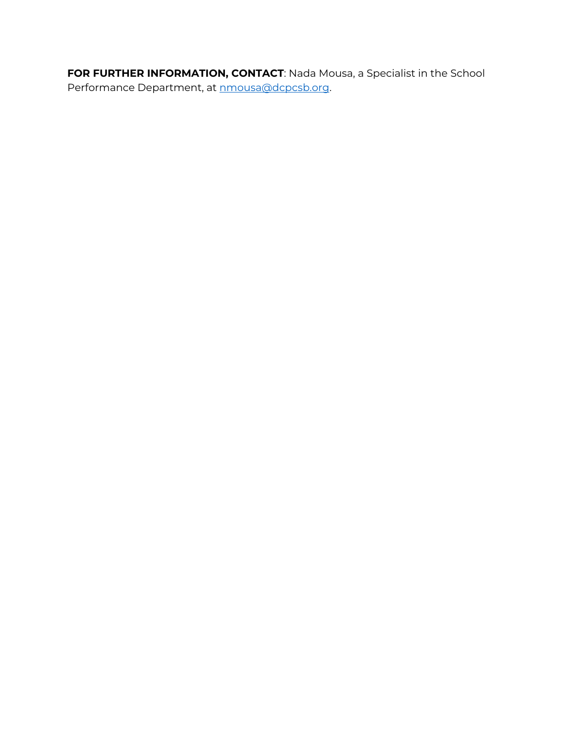**FOR FURTHER INFORMATION, CONTACT**: Nada Mousa, a Specialist in the School Performance Department, at [nmousa@dcpcsb.org](mailto:nmousa@dcpcsb.org).